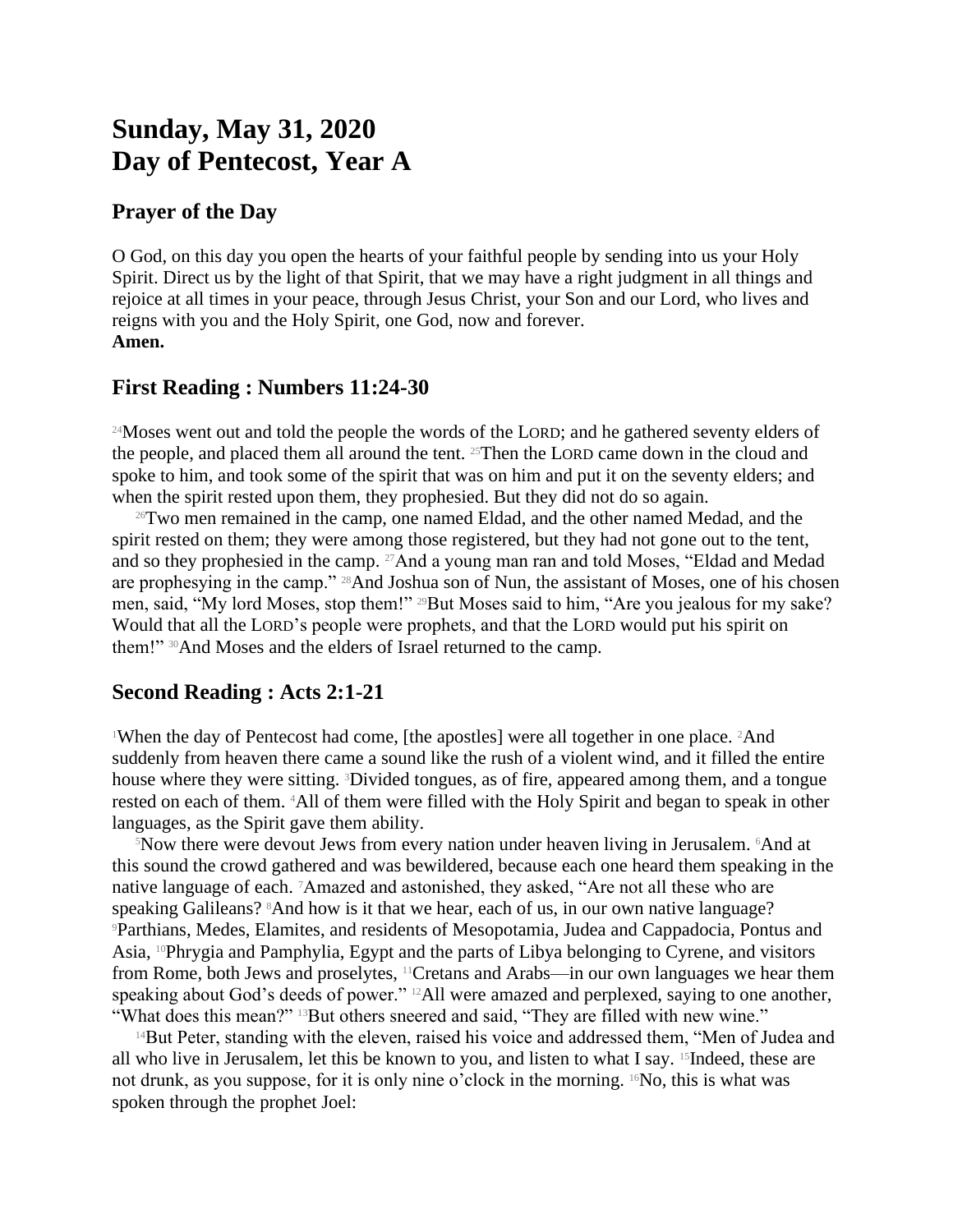# Sunday, May 31, 2020
# Day of Pentecost, Year A

## Prayer of the Day

O God, on this day you open the hearts of your faithful people by sending into us your Holy Spirit. Direct us by the light of that Spirit, that we may have a right judgment in all things and rejoice at all times in your peace, through Jesus Christ, your Son and our Lord, who lives and reigns with you and the Holy Spirit, one God, now and forever.
**Amen.**

## First Reading : Numbers 11:24-30

[24]Moses went out and told the people the words of the LORD; and he gathered seventy elders of the people, and placed them all around the tent. [25]Then the LORD came down in the cloud and spoke to him, and took some of the spirit that was on him and put it on the seventy elders; and when the spirit rested upon them, they prophesied. But they did not do so again.

[26]Two men remained in the camp, one named Eldad, and the other named Medad, and the spirit rested on them; they were among those registered, but they had not gone out to the tent, and so they prophesied in the camp. [27]And a young man ran and told Moses, "Eldad and Medad are prophesying in the camp." [28]And Joshua son of Nun, the assistant of Moses, one of his chosen men, said, "My lord Moses, stop them!" [29]But Moses said to him, "Are you jealous for my sake? Would that all the LORD's people were prophets, and that the LORD would put his spirit on them!" [30]And Moses and the elders of Israel returned to the camp.

## Second Reading : Acts 2:1-21

[1]When the day of Pentecost had come, [the apostles] were all together in one place. [2]And suddenly from heaven there came a sound like the rush of a violent wind, and it filled the entire house where they were sitting. [3]Divided tongues, as of fire, appeared among them, and a tongue rested on each of them. [4]All of them were filled with the Holy Spirit and began to speak in other languages, as the Spirit gave them ability.

[5]Now there were devout Jews from every nation under heaven living in Jerusalem. [6]And at this sound the crowd gathered and was bewildered, because each one heard them speaking in the native language of each. [7]Amazed and astonished, they asked, "Are not all these who are speaking Galileans? [8]And how is it that we hear, each of us, in our own native language? [9]Parthians, Medes, Elamites, and residents of Mesopotamia, Judea and Cappadocia, Pontus and Asia, [10]Phrygia and Pamphylia, Egypt and the parts of Libya belonging to Cyrene, and visitors from Rome, both Jews and proselytes, [11]Cretans and Arabs—in our own languages we hear them speaking about God's deeds of power." [12]All were amazed and perplexed, saying to one another, "What does this mean?" [13]But others sneered and said, "They are filled with new wine."

[14]But Peter, standing with the eleven, raised his voice and addressed them, "Men of Judea and all who live in Jerusalem, let this be known to you, and listen to what I say. [15]Indeed, these are not drunk, as you suppose, for it is only nine o'clock in the morning. [16]No, this is what was spoken through the prophet Joel: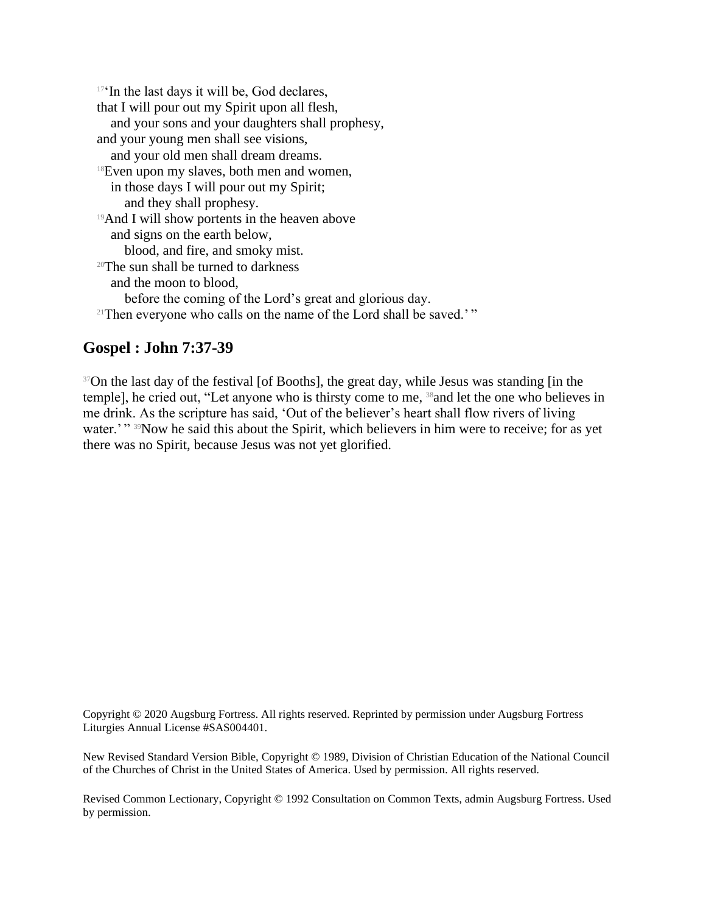[17]'In the last days it will be, God declares,
that I will pour out my Spirit upon all flesh,
  and your sons and your daughters shall prophesy,
and your young men shall see visions,
  and your old men shall dream dreams.
[18]Even upon my slaves, both men and women,
  in those days I will pour out my Spirit;
    and they shall prophesy.
[19]And I will show portents in the heaven above
  and signs on the earth below,
    blood, and fire, and smoky mist.
[20]The sun shall be turned to darkness
  and the moon to blood,
    before the coming of the Lord's great and glorious day.
[21]Then everyone who calls on the name of the Lord shall be saved.' "

## Gospel : John 7:37-39

[37]On the last day of the festival [of Booths], the great day, while Jesus was standing [in the temple], he cried out, "Let anyone who is thirsty come to me, [38]and let the one who believes in me drink. As the scripture has said, 'Out of the believer's heart shall flow rivers of living water.' " [39]Now he said this about the Spirit, which believers in him were to receive; for as yet there was no Spirit, because Jesus was not yet glorified.

Copyright © 2020 Augsburg Fortress. All rights reserved. Reprinted by permission under Augsburg Fortress Liturgies Annual License #SAS004401.

New Revised Standard Version Bible, Copyright © 1989, Division of Christian Education of the National Council of the Churches of Christ in the United States of America. Used by permission. All rights reserved.

Revised Common Lectionary, Copyright © 1992 Consultation on Common Texts, admin Augsburg Fortress. Used by permission.